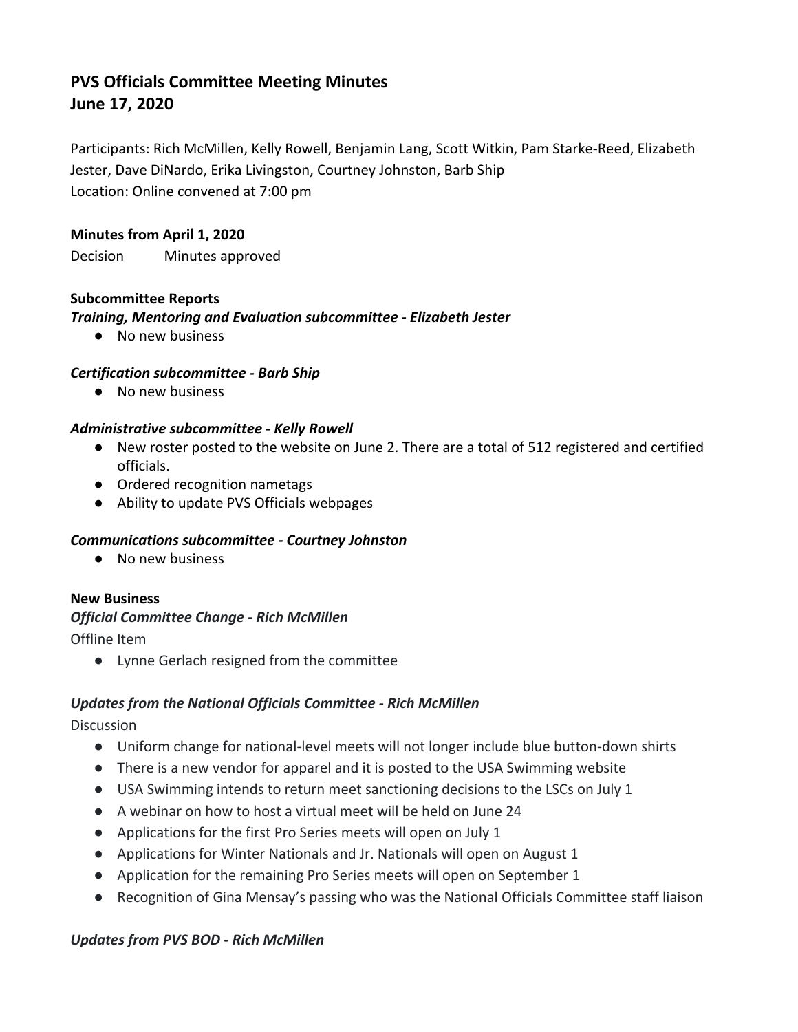# PVS Officials Committee Meeting Minutes
# June 17, 2020

Participants: Rich McMillen, Kelly Rowell, Benjamin Lang, Scott Witkin, Pam Starke-Reed, Elizabeth Jester, Dave DiNardo, Erika Livingston, Courtney Johnston, Barb Ship
Location: Online convened at 7:00 pm

**Minutes from April 1, 2020**

Decision Minutes approved

**Subcommittee Reports**

***Training, Mentoring and Evaluation subcommittee - Elizabeth Jester***

- No new business

***Certification subcommittee - Barb Ship***

- No new business

***Administrative subcommittee - Kelly Rowell***

- New roster posted to the website on June 2. There are a total of 512 registered and certified officials.
- Ordered recognition nametags
- Ability to update PVS Officials webpages

***Communications subcommittee - Courtney Johnston***

- No new business

**New Business**

***Official Committee Change - Rich McMillen***

Offline Item

- Lynne Gerlach resigned from the committee

***Updates from the National Officials Committee - Rich McMillen***

Discussion

- Uniform change for national-level meets will not longer include blue button-down shirts
- There is a new vendor for apparel and it is posted to the USA Swimming website
- USA Swimming intends to return meet sanctioning decisions to the LSCs on July 1
- A webinar on how to host a virtual meet will be held on June 24
- Applications for the first Pro Series meets will open on July 1
- Applications for Winter Nationals and Jr. Nationals will open on August 1
- Application for the remaining Pro Series meets will open on September 1
- Recognition of Gina Mensay's passing who was the National Officials Committee staff liaison

***Updates from PVS BOD - Rich McMillen***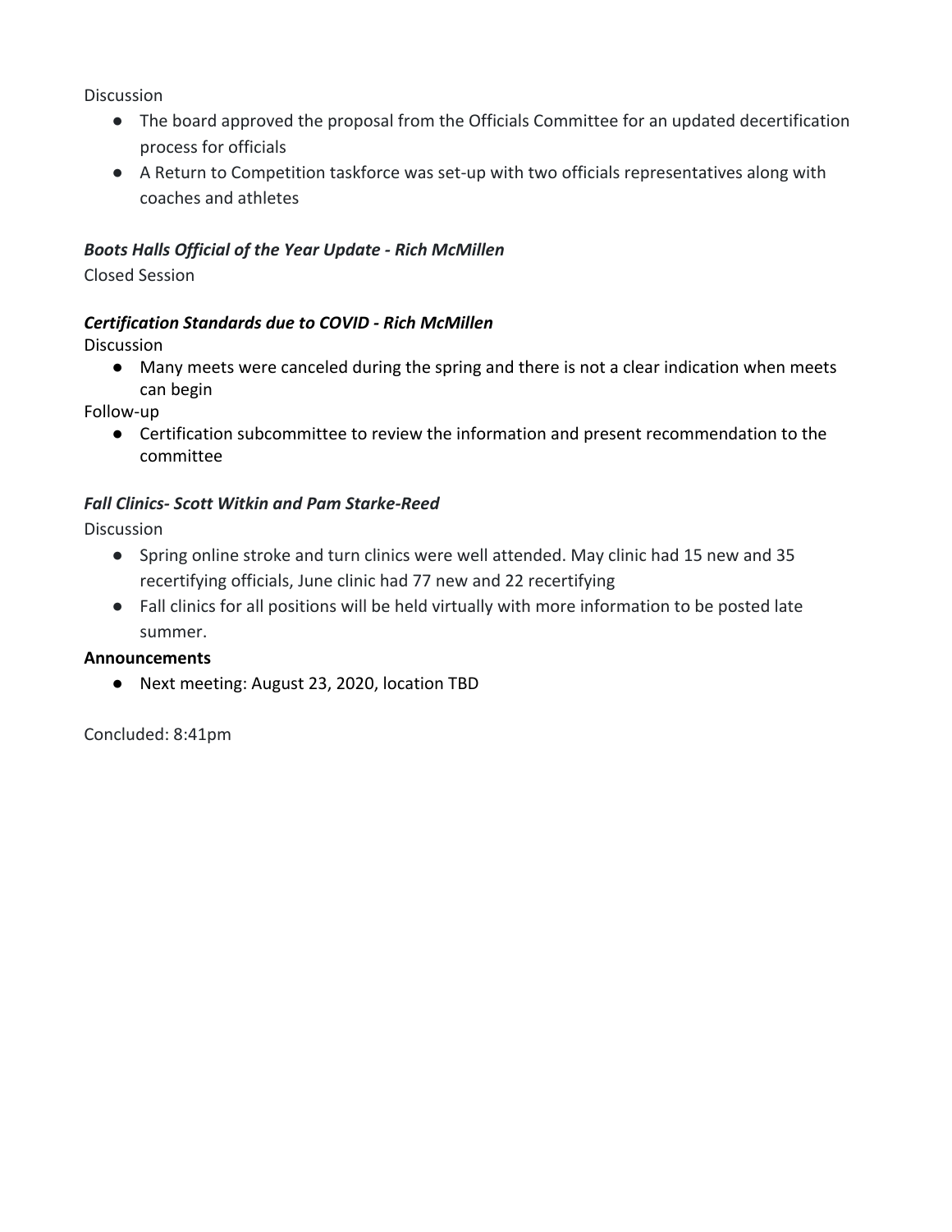Discussion

- The board approved the proposal from the Officials Committee for an updated decertification process for officials
- A Return to Competition taskforce was set-up with two officials representatives along with coaches and athletes

***Boots Halls Official of the Year Update - Rich McMillen***

Closed Session

***Certification Standards due to COVID - Rich McMillen***

Discussion

- Many meets were canceled during the spring and there is not a clear indication when meets can begin

Follow-up

- Certification subcommittee to review the information and present recommendation to the committee

***Fall Clinics- Scott Witkin and Pam Starke-Reed***

Discussion

- Spring online stroke and turn clinics were well attended. May clinic had 15 new and 35 recertifying officials, June clinic had 77 new and 22 recertifying
- Fall clinics for all positions will be held virtually with more information to be posted late summer.

**Announcements**

- Next meeting: August 23, 2020, location TBD

Concluded: 8:41pm